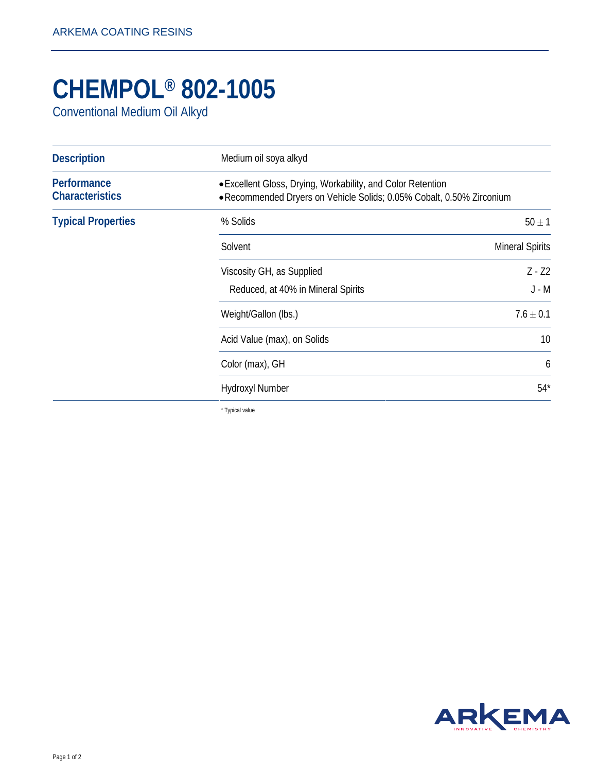ARKEMA COATING RESINS

# CHEMPOL® 802-1005

Conventional Medium Oil Alkyd

| | | |
|---|---|---|
| **Description** | Medium oil soya alkyd | |
| **Performance Characteristics** | • Excellent Gloss, Drying, Workability, and Color Retention<br>• Recommended Dryers on Vehicle Solids; 0.05% Cobalt, 0.50% Zirconium | |
| **Typical Properties** | % Solids | 50 ± 1 |
| | Solvent | Mineral Spirits |
| | Viscosity GH, as Supplied | Z - Z2 |
| | Reduced, at 40% in Mineral Spirits | J - M |
| | Weight/Gallon (lbs.) | 7.6 ± 0.1 |
| | Acid Value (max), on Solids | 10 |
| | Color (max), GH | 6 |
| | Hydroxyl Number | 54* |

\* Typical value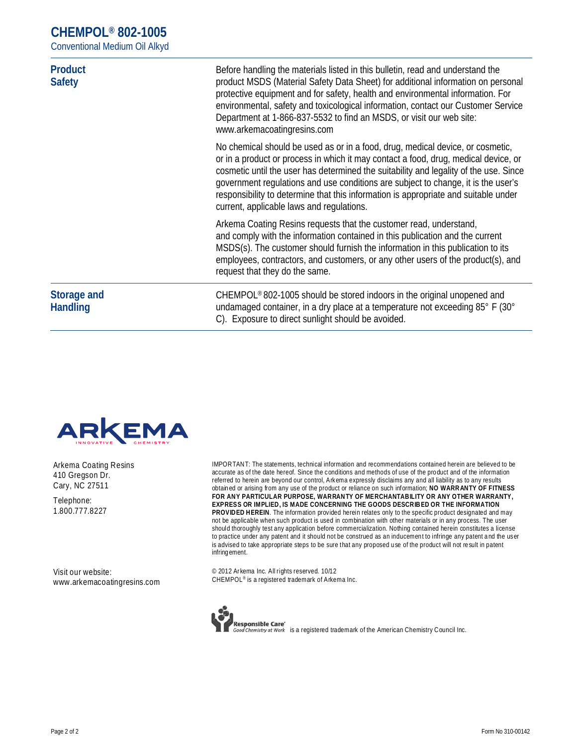# CHEMPOL® 802-1005

Conventional Medium Oil Alkyd

## Product Safety

Before handling the materials listed in this bulletin, read and understand the product MSDS (Material Safety Data Sheet) for additional information on personal protective equipment and for safety, health and environmental information. For environmental, safety and toxicological information, contact our Customer Service Department at 1-866-837-5532 to find an MSDS, or visit our web site: www.arkemacoatingresins.com

No chemical should be used as or in a food, drug, medical device, or cosmetic, or in a product or process in which it may contact a food, drug, medical device, or cosmetic until the user has determined the suitability and legality of the use. Since government regulations and use conditions are subject to change, it is the user's responsibility to determine that this information is appropriate and suitable under current, applicable laws and regulations.

Arkema Coating Resins requests that the customer read, understand, and comply with the information contained in this publication and the current MSDS(s). The customer should furnish the information in this publication to its employees, contractors, and customers, or any other users of the product(s), and request that they do the same.

## Storage and Handling

CHEMPOL® 802-1005 should be stored indoors in the original unopened and undamaged container, in a dry place at a temperature not exceeding 85° F (30° C). Exposure to direct sunlight should be avoided.

ARKEMA
INNOVATIVE CHEMISTRY

Arkema Coating Resins
410 Gregson Dr.
Cary, NC 27511

Telephone:
1.800.777.8227

Visit our website:
www.arkemacoatingresins.com

IMPORTANT: The statements, technical information and recommendations contained herein are believed to be accurate as of the date hereof. Since the conditions and methods of use of the product and of the information referred to herein are beyond our control, Arkema expressly disclaims any and all liability as to any results obtained or arising from any use of the product or reliance on such information; **NO WARRANTY OF FITNESS FOR ANY PARTICULAR PURPOSE, WARRANTY OF MERCHANTABILITY OR ANY OTHER WARRANTY, EXPRESS OR IMPLIED, IS MADE CONCERNING THE GOODS DESCRIBED OR THE INFORMATION PROVIDED HEREIN**. The information provided herein relates only to the specific product designated and may not be applicable when such product is used in combination with other materials or in any process. The user should thoroughly test any application before commercialization. Nothing contained herein constitutes a license to practice under any patent and it should not be construed as an inducement to infringe any patent and the user is advised to take appropriate steps to be sure that any proposed use of the product will not result in patent infringement.

© 2012 Arkema Inc. All rights reserved. 10/12
CHEMPOL® is a registered trademark of Arkema Inc.

Responsible Care® *Good Chemistry at Work* is a registered trademark of the American Chemistry Council Inc.

Form No 310-00142